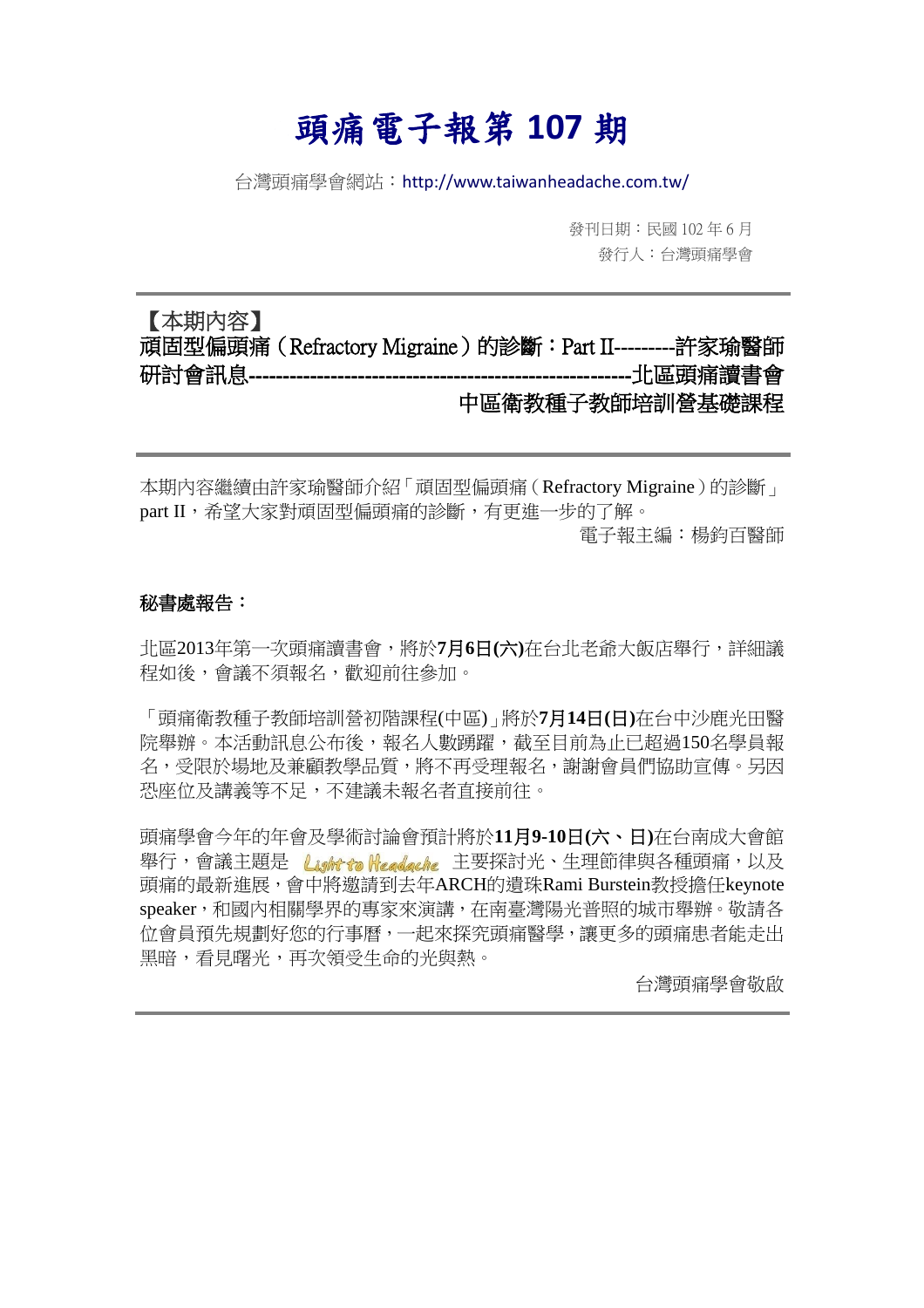# 頭痛電子報第 107 期

台灣頭痛學會網站：http://www.taiwanheadache.com.tw/

發刊日期：民國 102 年 6 月
發行人：台灣頭痛學會

---

【本期內容】
頑固型偏頭痛（Refractory Migraine）的診斷：Part II---------許家瑜醫師
研討會訊息--------------------------------------------------------北區頭痛讀書會
中區衛教種子教師培訓營基礎課程

---

本期內容繼續由許家瑜醫師介紹「頑固型偏頭痛（Refractory Migraine）的診斷」part II，希望大家對頑固型偏頭痛的診斷，有更進一步的了解。

電子報主編：楊鈞百醫師

**秘書處報告：**

北區2013年第一次頭痛讀書會，將於**7月6日(六)**在台北老爺大飯店舉行，詳細議程如後，會議不須報名，歡迎前往參加。

「頭痛衛教種子教師培訓營初階課程(中區)」將於**7月14日(日)**在台中沙鹿光田醫院舉辦。本活動訊息公布後，報名人數踴躍，截至目前為止已超過150名學員報名，受限於場地及兼顧教學品質，將不再受理報名，謝謝會員們協助宣傳。另因恐座位及講義等不足，不建議未報名者直接前往。

頭痛學會今年的年會及學術討論會預計將於**11月9-10日(六、日)**在台南成大會館舉行，會議主題是 *Light to Headache* 主要探討光、生理節律與各種頭痛，以及頭痛的最新進展，會中將邀請到去年ARCH的遺珠Rami Burstein教授擔任keynote speaker，和國內相關學界的專家來演講，在南臺灣陽光普照的城市舉辦。敬請各位會員預先規劃好您的行事曆，一起來探究頭痛醫學，讓更多的頭痛患者能走出黑暗，看見曙光，再次領受生命的光與熱。

台灣頭痛學會敬啟

---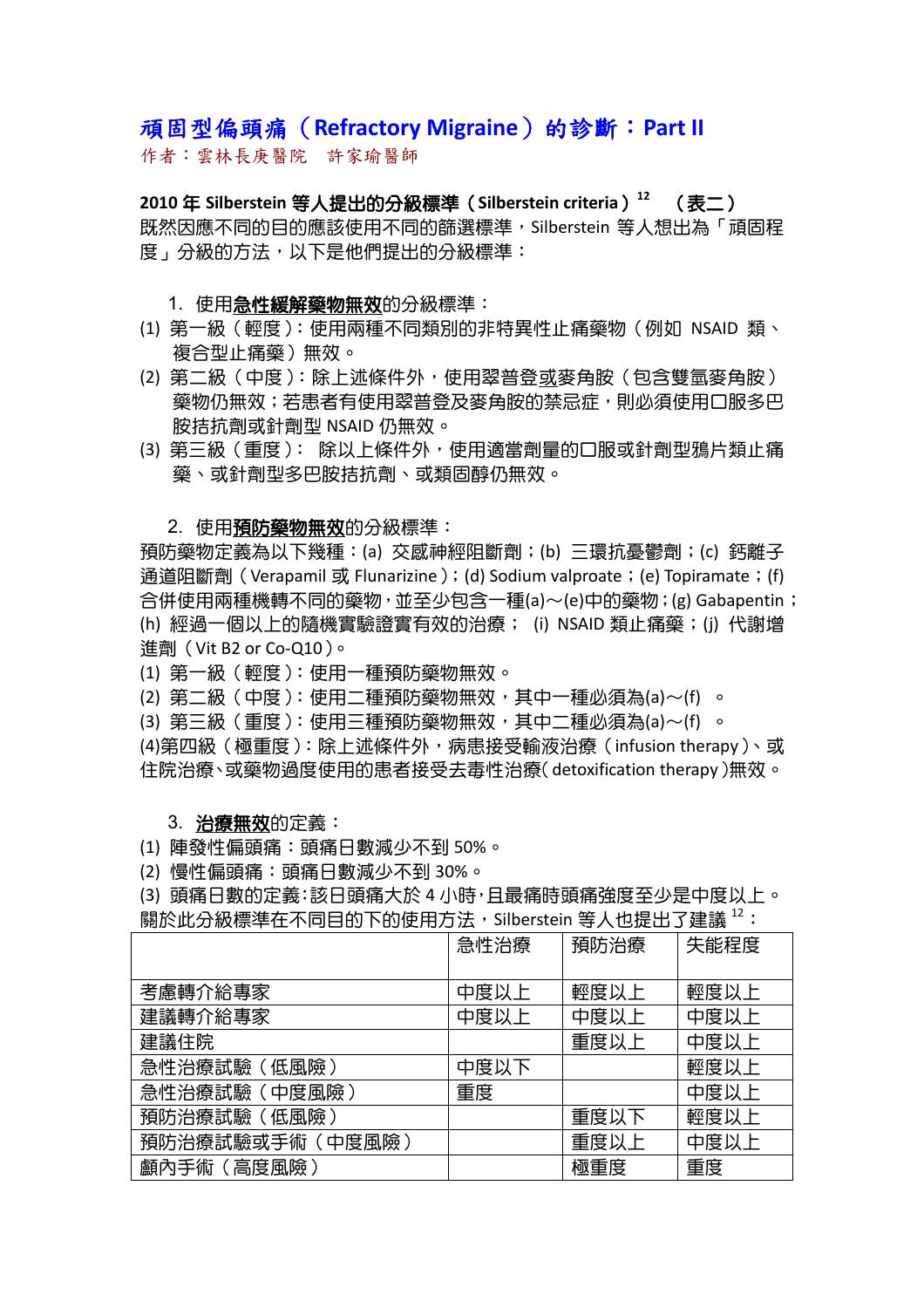# 頑固型偏頭痛（Refractory Migraine）的診斷：Part II

作者：雲林長庚醫院　許家瑜醫師

**2010 年 Silberstein 等人提出的分級標準（Silberstein criteria）[12]　（表二）**

既然因應不同的目的應該使用不同的篩選標準，Silberstein 等人想出為「頑固程度」分級的方法，以下是他們提出的分級標準：

1. 使用**急性緩解藥物無效**的分級標準：

(1) 第一級（輕度）：使用兩種不同類別的非特異性止痛藥物（例如 NSAID 類、複合型止痛藥）無效。
(2) 第二級（中度）：除上述條件外，使用翠普登或麥角胺（包含雙氫麥角胺）藥物仍無效；若患者有使用翠普登及麥角胺的禁忌症，則必須使用口服多巴胺拮抗劑或針劑型 NSAID 仍無效。
(3) 第三級（重度）： 除以上條件外，使用適當劑量的口服或針劑型鴉片類止痛藥、或針劑型多巴胺拮抗劑、或類固醇仍無效。

2. 使用**預防藥物無效**的分級標準：

預防藥物定義為以下幾種：(a) 交感神經阻斷劑；(b) 三環抗憂鬱劑；(c) 鈣離子通道阻斷劑（Verapamil 或 Flunarizine）；(d) Sodium valproate；(e) Topiramate；(f) 合併使用兩種機轉不同的藥物，並至少包含一種(a)～(e)中的藥物；(g) Gabapentin；(h) 經過一個以上的隨機實驗證實有效的治療； (i) NSAID 類止痛藥；(j) 代謝增進劑（Vit B2 or Co-Q10）。

(1) 第一級（輕度）：使用一種預防藥物無效。
(2) 第二級（中度）：使用二種預防藥物無效，其中一種必須為(a)～(f) 。
(3) 第三級（重度）：使用三種預防藥物無效，其中二種必須為(a)～(f) 。
(4)第四級（極重度）：除上述條件外，病患接受輸液治療（infusion therapy）、或住院治療、或藥物過度使用的患者接受去毒性治療(detoxification therapy)無效。

3. **治療無效**的定義：

(1) 陣發性偏頭痛：頭痛日數減少不到 50%。
(2) 慢性偏頭痛：頭痛日數減少不到 30%。
(3) 頭痛日數的定義：該日頭痛大於 4 小時，且最痛時頭痛強度至少是中度以上。

關於此分級標準在不同目的下的使用方法，Silberstein 等人也提出了建議[12]：

| | 急性治療 | 預防治療 | 失能程度 |
|---|---|---|---|
| 考慮轉介給專家 | 中度以上 | 輕度以上 | 輕度以上 |
| 建議轉介給專家 | 中度以上 | 中度以上 | 中度以上 |
| 建議住院 | | 重度以上 | 中度以上 |
| 急性治療試驗（低風險） | 中度以下 | | 輕度以上 |
| 急性治療試驗（中度風險） | 重度 | | 中度以上 |
| 預防治療試驗（低風險） | | 重度以下 | 輕度以上 |
| 預防治療試驗或手術（中度風險） | | 重度以上 | 中度以上 |
| 顱內手術（高度風險） | | 極重度 | 重度 |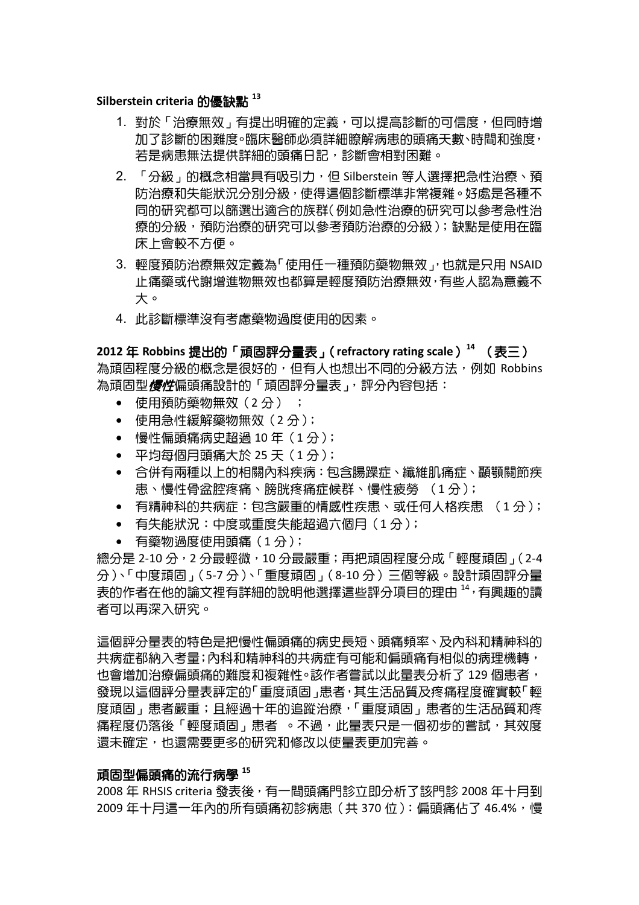**Silberstein criteria 的優缺點 [13]**

1. 對於「治療無效」有提出明確的定義，可以提高診斷的可信度，但同時增加了診斷的困難度。臨床醫師必須詳細瞭解病患的頭痛天數、時間和強度，若是病患無法提供詳細的頭痛日記，診斷會相對困難。
2. 「分級」的概念相當具有吸引力，但 Silberstein 等人選擇把急性治療、預防治療和失能狀況分別分級，使得這個診斷標準非常複雜。好處是各種不同的研究都可以篩選出適合的族群（例如急性治療的研究可以參考急性治療的分級，預防治療的研究可以參考預防治療的分級）；缺點是使用在臨床上會較不方便。
3. 輕度預防治療無效定義為「使用任一種預防藥物無效」，也就是只用 NSAID 止痛藥或代謝增進物無效也都算是輕度預防治療無效，有些人認為意義不大。
4. 此診斷標準沒有考慮藥物過度使用的因素。

**2012 年 Robbins 提出的「頑固評分量表」（refractory rating scale）[14] （表三）**

為頑固程度分級的概念是很好的，但有人也想出不同的分級方法，例如 Robbins 為頑固型***慢性***偏頭痛設計的「頑固評分量表」，評分內容包括：

- 使用預防藥物無效（2 分）；
- 使用急性緩解藥物無效（2 分）；
- 慢性偏頭痛病史超過 10 年（1 分）；
- 平均每個月頭痛大於 25 天（1 分）；
- 合併有兩種以上的相關內科疾病：包含腸躁症、纖維肌痛症、顳顎關節疾患、慢性骨盆腔疼痛、膀胱疼痛症候群、慢性疲勞 （1 分）；
- 有精神科的共病症：包含嚴重的情感性疾患、或任何人格疾患 （1 分）；
- 有失能狀況：中度或重度失能超過六個月（1 分）；
- 有藥物過度使用頭痛（1 分）；

總分是 2-10 分，2 分最輕微，10 分最嚴重；再把頑固程度分成「輕度頑固」（2-4 分）、「中度頑固」（5-7 分）、「重度頑固」（8-10 分）三個等級。設計頑固評分量表的作者在他的論文裡有詳細的說明他選擇這些評分項目的理由 [14]，有興趣的讀者可以再深入研究。

這個評分量表的特色是把慢性偏頭痛的病史長短、頭痛頻率、及內科和精神科的共病症都納入考量；內科和精神科的共病症有可能和偏頭痛有相似的病理機轉，也會增加治療偏頭痛的難度和複雜性。該作者嘗試以此量表分析了 129 個患者，發現以這個評分量表評定的「重度頑固」患者，其生活品質及疼痛程度確實較「輕度頑固」患者嚴重；且經過十年的追蹤治療，「重度頑固」患者的生活品質和疼痛程度仍落後「輕度頑固」患者 。不過，此量表只是一個初步的嘗試，其效度還未確定，也還需要更多的研究和修改以使量表更加完善。

**頑固型偏頭痛的流行病學 [15]**

2008 年 RHSIS criteria 發表後，有一間頭痛門診立即分析了該門診 2008 年十月到 2009 年十月這一年內的所有頭痛初診病患（共 370 位）：偏頭痛佔了 46.4%，慢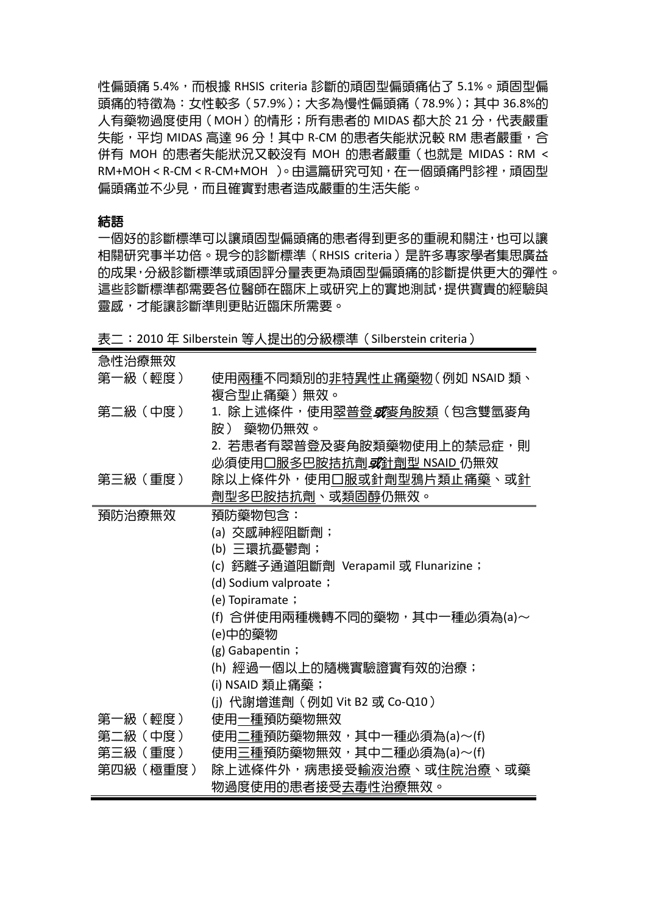性偏頭痛 5.4%，而根據 RHSIS criteria 診斷的頑固型偏頭痛佔了 5.1%。頑固型偏頭痛的特徵為：女性較多（57.9%）；大多為慢性偏頭痛（78.9%）；其中 36.8%的人有藥物過度使用（MOH）的情形；所有患者的 MIDAS 都大於 21 分，代表嚴重失能，平均 MIDAS 高達 96 分！其中 R-CM 的患者失能狀況較 RM 患者嚴重，合併有 MOH 的患者失能狀況又較沒有 MOH 的患者嚴重（也就是 MIDAS：RM < RM+MOH < R-CM < R-CM+MOH ）。由這篇研究可知，在一個頭痛門診裡，頑固型偏頭痛並不少見，而且確實對患者造成嚴重的生活失能。

## 結語

一個好的診斷標準可以讓頑固型偏頭痛的患者得到更多的重視和關注，也可以讓相關研究事半功倍。現今的診斷標準（RHSIS criteria）是許多專家學者集思廣益的成果，分級診斷標準或頑固評分量表更為頑固型偏頭痛的診斷提供更大的彈性。這些診斷標準都需要各位醫師在臨床上或研究上的實地測試，提供寶貴的經驗與靈感，才能讓診斷準則更貼近臨床所需要。

表二：2010 年 Silberstein 等人提出的分級標準（Silberstein criteria）

| 急性治療無效 | |
|---|---|
| 第一級（輕度） | 使用兩種不同類別的非特異性止痛藥物（例如 NSAID 類、複合型止痛藥）無效。 |
| 第二級（中度） | 1. 除上述條件，使用翠普登***或***麥角胺類（包含雙氫麥角胺） 藥物仍無效。<br>2. 若患者有翠普登及麥角胺類藥物使用上的禁忌症，則必須使用口服多巴胺拮抗劑***或***針劑型 NSAID 仍無效 |
| 第三級（重度） | 除以上條件外，使用口服或針劑型鴉片類止痛藥、或針劑型多巴胺拮抗劑、或類固醇仍無效。 |
| 預防治療無效 | 預防藥物包含：<br>(a) 交感神經阻斷劑；<br>(b) 三環抗憂鬱劑；<br>(c) 鈣離子通道阻斷劑 Verapamil 或 Flunarizine；<br>(d) Sodium valproate；<br>(e) Topiramate；<br>(f) 合併使用兩種機轉不同的藥物，其中一種必須為(a)～(e)中的藥物<br>(g) Gabapentin；<br>(h) 經過一個以上的隨機實驗證實有效的治療；<br>(i) NSAID 類止痛藥；<br>(j) 代謝增進劑（例如 Vit B2 或 Co-Q10） |
| 第一級（輕度） | 使用一種預防藥物無效 |
| 第二級（中度） | 使用二種預防藥物無效，其中一種必須為(a)～(f) |
| 第三級（重度） | 使用三種預防藥物無效，其中二種必須為(a)～(f) |
| 第四級（極重度） | 除上述條件外，病患接受輸液治療、或住院治療、或藥物過度使用的患者接受去毒性治療無效。 |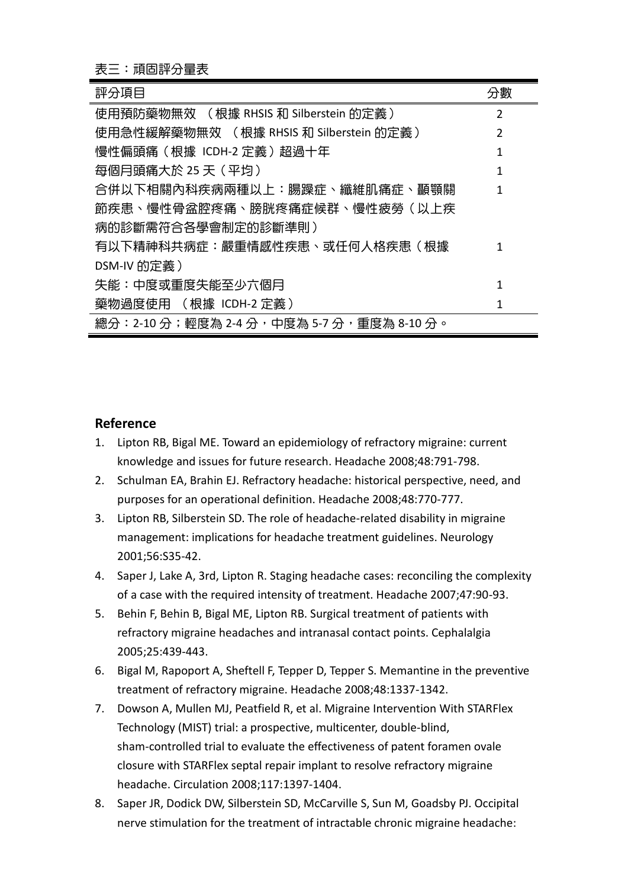表三：頑固評分量表

| 評分項目 | 分數 |
|---|---|
| 使用預防藥物無效 （根據 RHSIS 和 Silberstein 的定義） | 2 |
| 使用急性緩解藥物無效 （根據 RHSIS 和 Silberstein 的定義） | 2 |
| 慢性偏頭痛（根據 ICDH-2 定義）超過十年 | 1 |
| 每個月頭痛大於 25 天（平均） | 1 |
| 合併以下相關內科疾病兩種以上：腸躁症、纖維肌痛症、顳顎關節疾患、慢性骨盆腔疼痛、膀胱疼痛症候群、慢性疲勞（以上疾病的診斷需符合各學會制定的診斷準則） | 1 |
| 有以下精神科共病症：嚴重情感性疾患、或任何人格疾患（根據 DSM-IV 的定義） | 1 |
| 失能：中度或重度失能至少六個月 | 1 |
| 藥物過度使用 （根據 ICDH-2 定義） | 1 |
| 總分：2-10 分；輕度為 2-4 分，中度為 5-7 分，重度為 8-10 分。 | |

## Reference

1. Lipton RB, Bigal ME. Toward an epidemiology of refractory migraine: current knowledge and issues for future research. Headache 2008;48:791-798.
2. Schulman EA, Brahin EJ. Refractory headache: historical perspective, need, and purposes for an operational definition. Headache 2008;48:770-777.
3. Lipton RB, Silberstein SD. The role of headache-related disability in migraine management: implications for headache treatment guidelines. Neurology 2001;56:S35-42.
4. Saper J, Lake A, 3rd, Lipton R. Staging headache cases: reconciling the complexity of a case with the required intensity of treatment. Headache 2007;47:90-93.
5. Behin F, Behin B, Bigal ME, Lipton RB. Surgical treatment of patients with refractory migraine headaches and intranasal contact points. Cephalalgia 2005;25:439-443.
6. Bigal M, Rapoport A, Sheftell F, Tepper D, Tepper S. Memantine in the preventive treatment of refractory migraine. Headache 2008;48:1337-1342.
7. Dowson A, Mullen MJ, Peatfield R, et al. Migraine Intervention With STARFlex Technology (MIST) trial: a prospective, multicenter, double-blind, sham-controlled trial to evaluate the effectiveness of patent foramen ovale closure with STARFlex septal repair implant to resolve refractory migraine headache. Circulation 2008;117:1397-1404.
8. Saper JR, Dodick DW, Silberstein SD, McCarville S, Sun M, Goadsby PJ. Occipital nerve stimulation for the treatment of intractable chronic migraine headache: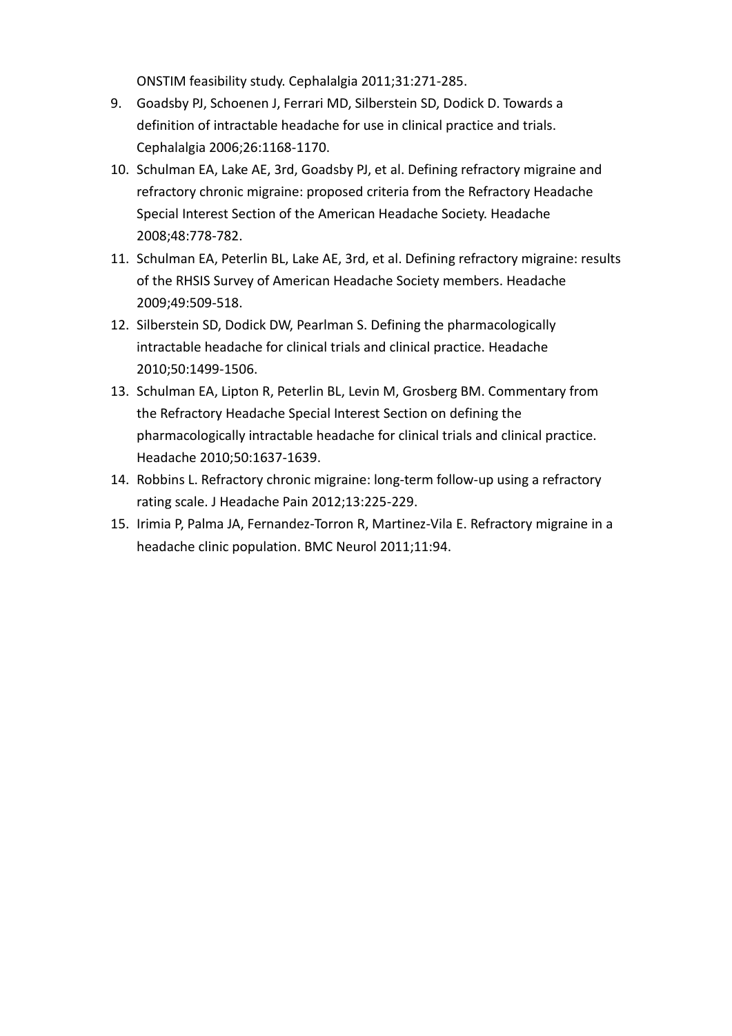ONSTIM feasibility study. Cephalalgia 2011;31:271-285.

9. Goadsby PJ, Schoenen J, Ferrari MD, Silberstein SD, Dodick D. Towards a definition of intractable headache for use in clinical practice and trials. Cephalalgia 2006;26:1168-1170.
10. Schulman EA, Lake AE, 3rd, Goadsby PJ, et al. Defining refractory migraine and refractory chronic migraine: proposed criteria from the Refractory Headache Special Interest Section of the American Headache Society. Headache 2008;48:778-782.
11. Schulman EA, Peterlin BL, Lake AE, 3rd, et al. Defining refractory migraine: results of the RHSIS Survey of American Headache Society members. Headache 2009;49:509-518.
12. Silberstein SD, Dodick DW, Pearlman S. Defining the pharmacologically intractable headache for clinical trials and clinical practice. Headache 2010;50:1499-1506.
13. Schulman EA, Lipton R, Peterlin BL, Levin M, Grosberg BM. Commentary from the Refractory Headache Special Interest Section on defining the pharmacologically intractable headache for clinical trials and clinical practice. Headache 2010;50:1637-1639.
14. Robbins L. Refractory chronic migraine: long-term follow-up using a refractory rating scale. J Headache Pain 2012;13:225-229.
15. Irimia P, Palma JA, Fernandez-Torron R, Martinez-Vila E. Refractory migraine in a headache clinic population. BMC Neurol 2011;11:94.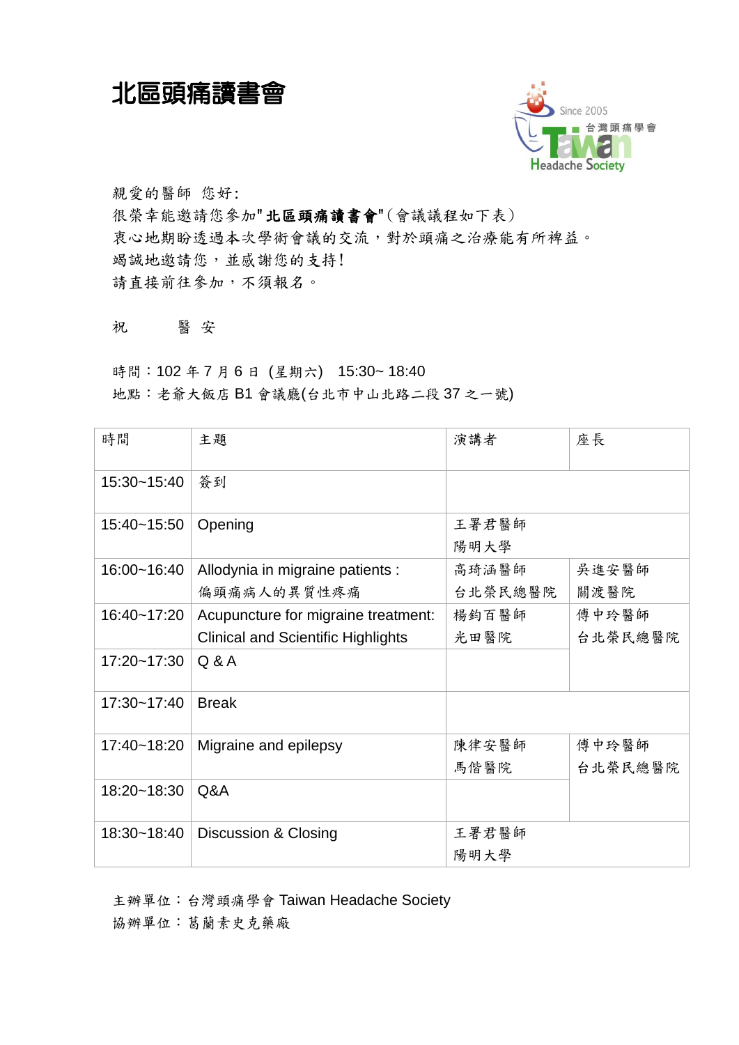# 北區頭痛讀書會

Since 2005
台灣頭痛學會
Taiwan Headache Society

親愛的醫師 您好:
很榮幸能邀請您參加"**北區頭痛讀書會**"(會議議程如下表)
衷心地期盼透過本次學術會議的交流，對於頭痛之治療能有所裨益。
竭誠地邀請您，並感謝您的支持!
請直接前往參加，不須報名。

祝　　醫 安

時間：102 年 7 月 6 日 (星期六)　15:30~ 18:40
地點：老爺大飯店 B1 會議廳(台北市中山北路二段 37 之一號)

| 時間 | 主題 | 演講者 | 座長 |
|---|---|---|---|
| 15:30~15:40 | 簽到 | | |
| 15:40~15:50 | Opening | 王署君醫師<br>陽明大學 | |
| 16:00~16:40 | Allodynia in migraine patients :<br>偏頭痛病人的異質性疼痛 | 高琦涵醫師<br>台北榮民總醫院 | 吳進安醫師<br>關渡醫院 |
| 16:40~17:20 | Acupuncture for migraine treatment: Clinical and Scientific Highlights | 楊鈞百醫師<br>光田醫院 | 傅中玲醫師<br>台北榮民總醫院 |
| 17:20~17:30 | Q & A | | |
| 17:30~17:40 | Break | | |
| 17:40~18:20 | Migraine and epilepsy | 陳律安醫師<br>馬偕醫院 | 傅中玲醫師<br>台北榮民總醫院 |
| 18:20~18:30 | Q&A | | |
| 18:30~18:40 | Discussion & Closing | 王署君醫師<br>陽明大學 | |

主辦單位：台灣頭痛學會 Taiwan Headache Society
協辦單位：葛蘭素史克藥廠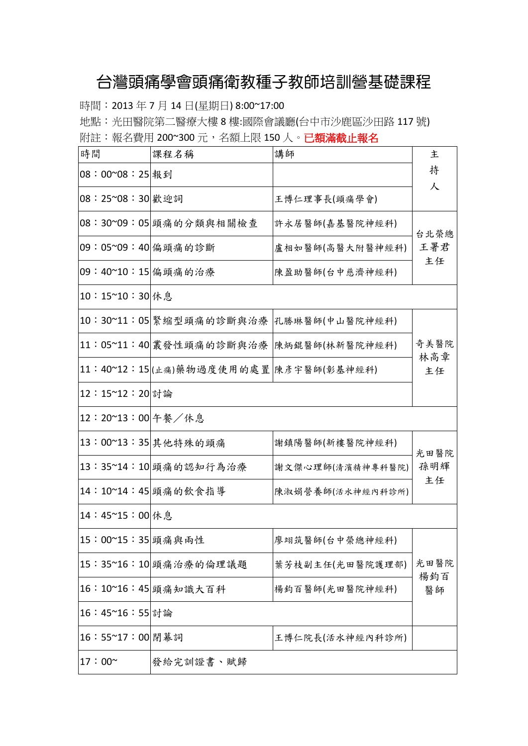# 台灣頭痛學會頭痛衛教種子教師培訓營基礎課程

時間：2013 年 7 月 14 日(星期日) 8:00~17:00

地點：光田醫院第二醫療大樓 8 樓:國際會議廳(台中市沙鹿區沙田路 117 號)

附註：報名費用 200~300 元，名額上限 150 人。**已額滿截止報名**

| 時間 | 課程名稱 | 講師 | 主持人 |
|---|---|---|---|
| 08：00~08：25 | 報到 | | |
| 08：25~08：30 | 歡迎詞 | 王博仁理事長(頭痛學會) | |
| 08：30~09：05 | 頭痛的分類與相關檢查 | 許永居醫師(嘉基醫院神經科) | 台北榮總 王署君 主任 |
| 09：05~09：40 | 偏頭痛的診斷 | 盧相如醫師(高醫大附醫神經科) | |
| 09：40~10：15 | 偏頭痛的治療 | 陳盈助醫師(台中慈濟神經科) | |
| 10：15~10：30 | 休息 | | |
| 10：30~11：05 | 緊縮型頭痛的診斷與治療 | 孔勝琳醫師(中山醫院神經科) | 奇美醫院 林高章 主任 |
| 11：05~11：40 | 叢發性頭痛的診斷與治療 | 陳炳錕醫師(林新醫院神經科) | |
| 11：40~12：15 | (止痛)藥物過度使用的處置 | 陳彥宇醫師(彰基神經科) | |
| 12：15~12：20 | 討論 | | |
| 12：20~13：00 | 午餐／休息 | | |
| 13：00~13：35 | 其他特殊的頭痛 | 謝鎮陽醫師(新樓醫院神經科) | 光田醫院 孫明輝 主任 |
| 13：35~14：10 | 頭痛的認知行為治療 | 謝文傑心理師(清濱精神專科醫院) | |
| 14：10~14：45 | 頭痛的飲食指導 | 陳淑娟營養師(活水神經內科診所) | |
| 14：45~15：00 | 休息 | | |
| 15：00~15：35 | 頭痛與兩性 | 廖翊筑醫師(台中榮總神經科) | 光田醫院 楊鈞百 醫師 |
| 15：35~16：10 | 頭痛治療的倫理議題 | 葉芳枝副主任(光田醫院護理部) | |
| 16：10~16：45 | 頭痛知識大百科 | 楊鈞百醫師(光田醫院神經科) | |
| 16：45~16：55 | 討論 | | |
| 16：55~17：00 | 閉幕詞 | 王博仁院長(活水神經內科診所) | |
| 17：00~ | 發給完訓證書、賦歸 | | |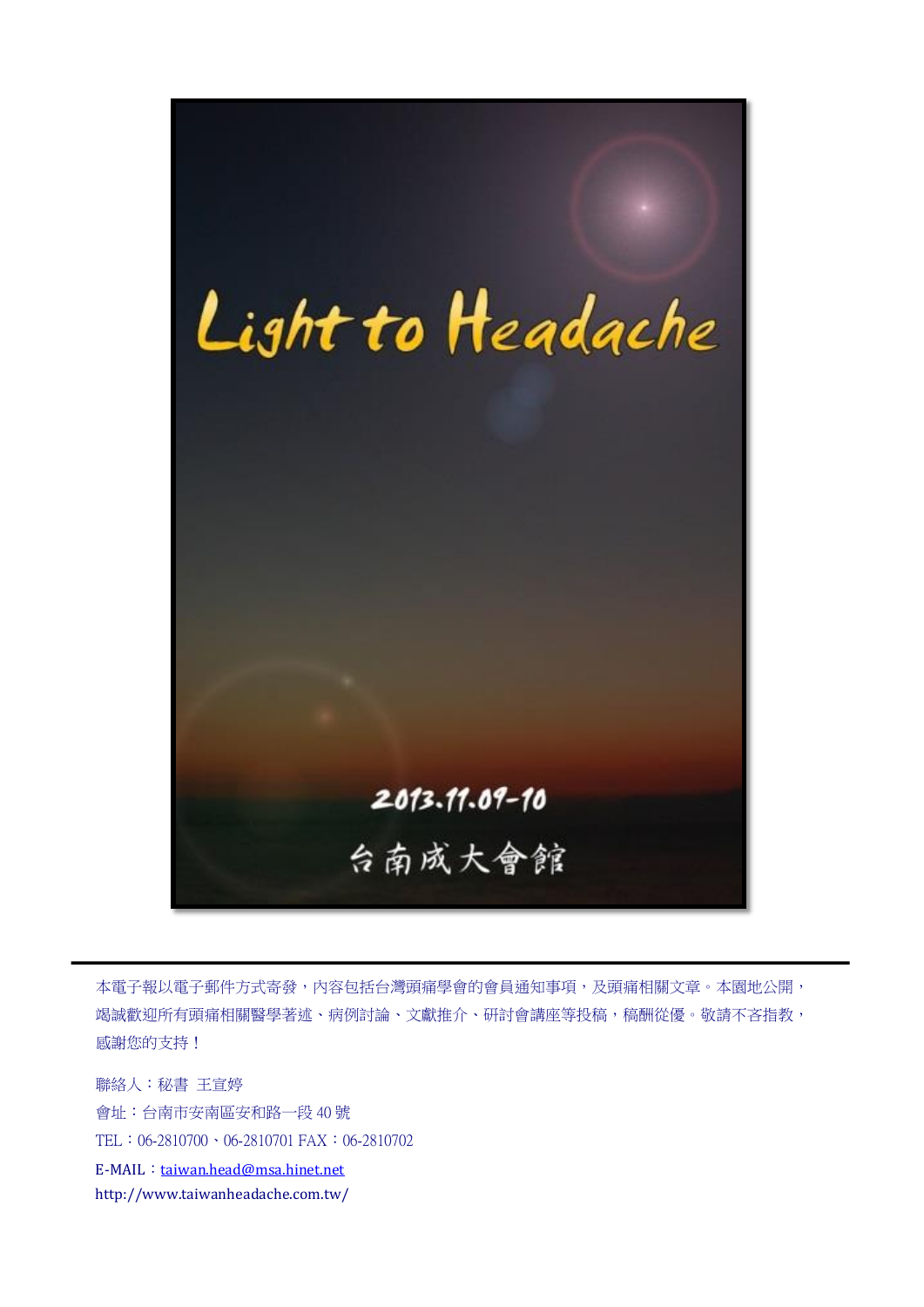Light to Headache

2013.11.09-10

台南成大會館

---

本電子報以電子郵件方式寄發，內容包括台灣頭痛學會的會員通知事項，及頭痛相關文章。本園地公開，竭誠歡迎所有頭痛相關醫學著述、病例討論、文獻推介、研討會講座等投稿，稿酬從優。敬請不吝指教，感謝您的支持！

聯絡人：秘書 王宣婷

會址：台南市安南區安和路一段 40 號

TEL：06-2810700、06-2810701 FAX：06-2810702

E-MAIL：taiwan.head@msa.hinet.net

http://www.taiwanheadache.com.tw/